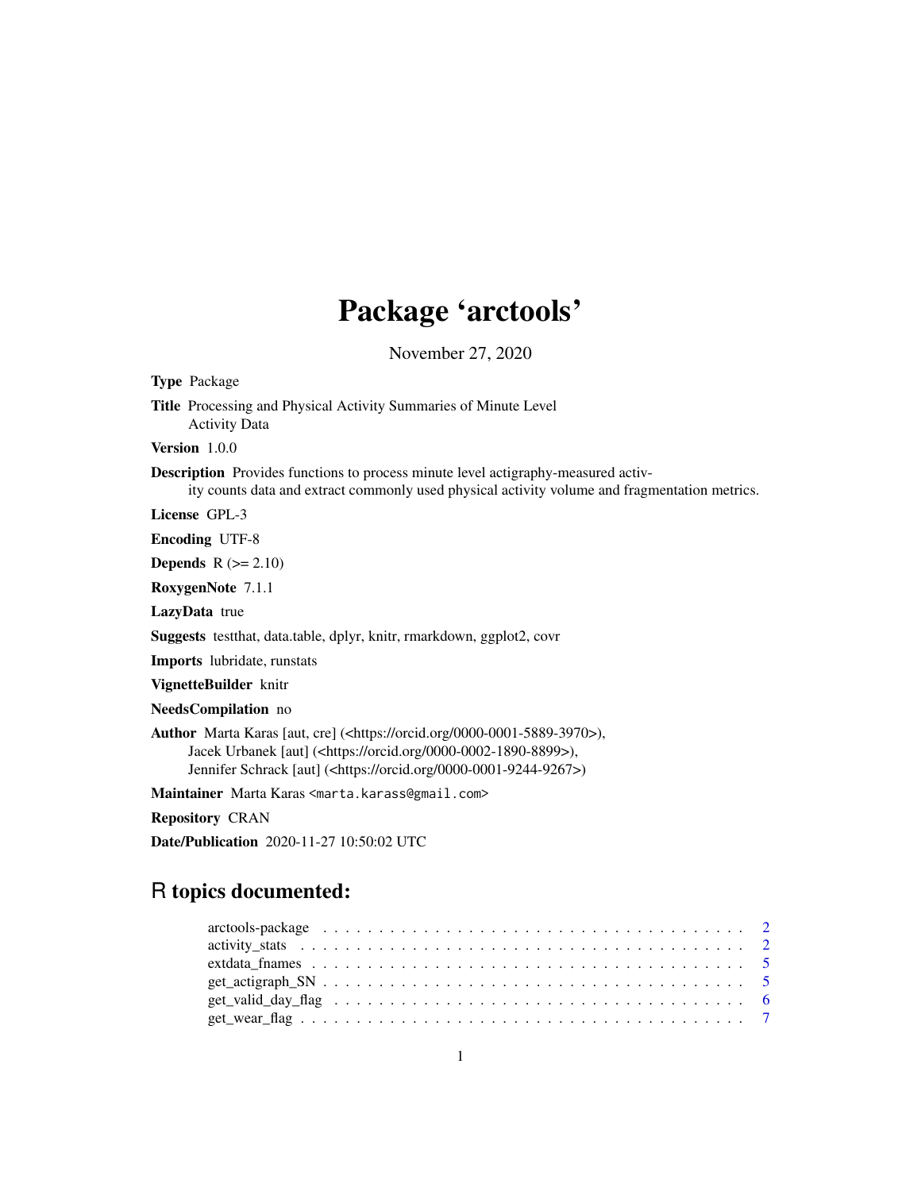# Package 'arctools'

November 27, 2020

**Type** Package

**Title** Processing and Physical Activity Summaries of Minute Level Activity Data

**Version** 1.0.0

**Description** Provides functions to process minute level actigraphy-measured activity counts data and extract commonly used physical activity volume and fragmentation metrics.

**License** GPL-3

**Encoding** UTF-8

**Depends** R (>= 2.10)

**RoxygenNote** 7.1.1

**LazyData** true

**Suggests** testthat, data.table, dplyr, knitr, rmarkdown, ggplot2, covr

**Imports** lubridate, runstats

**VignetteBuilder** knitr

**NeedsCompilation** no

**Author** Marta Karas [aut, cre] (<https://orcid.org/0000-0001-5889-3970>), Jacek Urbanek [aut] (<https://orcid.org/0000-0002-1890-8899>), Jennifer Schrack [aut] (<https://orcid.org/0000-0001-9244-9267>)

**Maintainer** Marta Karas <marta.karass@gmail.com>

**Repository** CRAN

**Date/Publication** 2020-11-27 10:50:02 UTC

## R topics documented:

- arctools-package . . . . . . . . . . . . . . . . . . . . . . . . . . . . . . . . . . . . . . . . 2
- activity_stats . . . . . . . . . . . . . . . . . . . . . . . . . . . . . . . . . . . . . . . . 2
- extdata_fnames . . . . . . . . . . . . . . . . . . . . . . . . . . . . . . . . . . . . . . . . 5
- get_actigraph_SN . . . . . . . . . . . . . . . . . . . . . . . . . . . . . . . . . . . . . . . . 5
- get_valid_day_flag . . . . . . . . . . . . . . . . . . . . . . . . . . . . . . . . . . . . . . . . 6
- get_wear_flag . . . . . . . . . . . . . . . . . . . . . . . . . . . . . . . . . . . . . . . . 7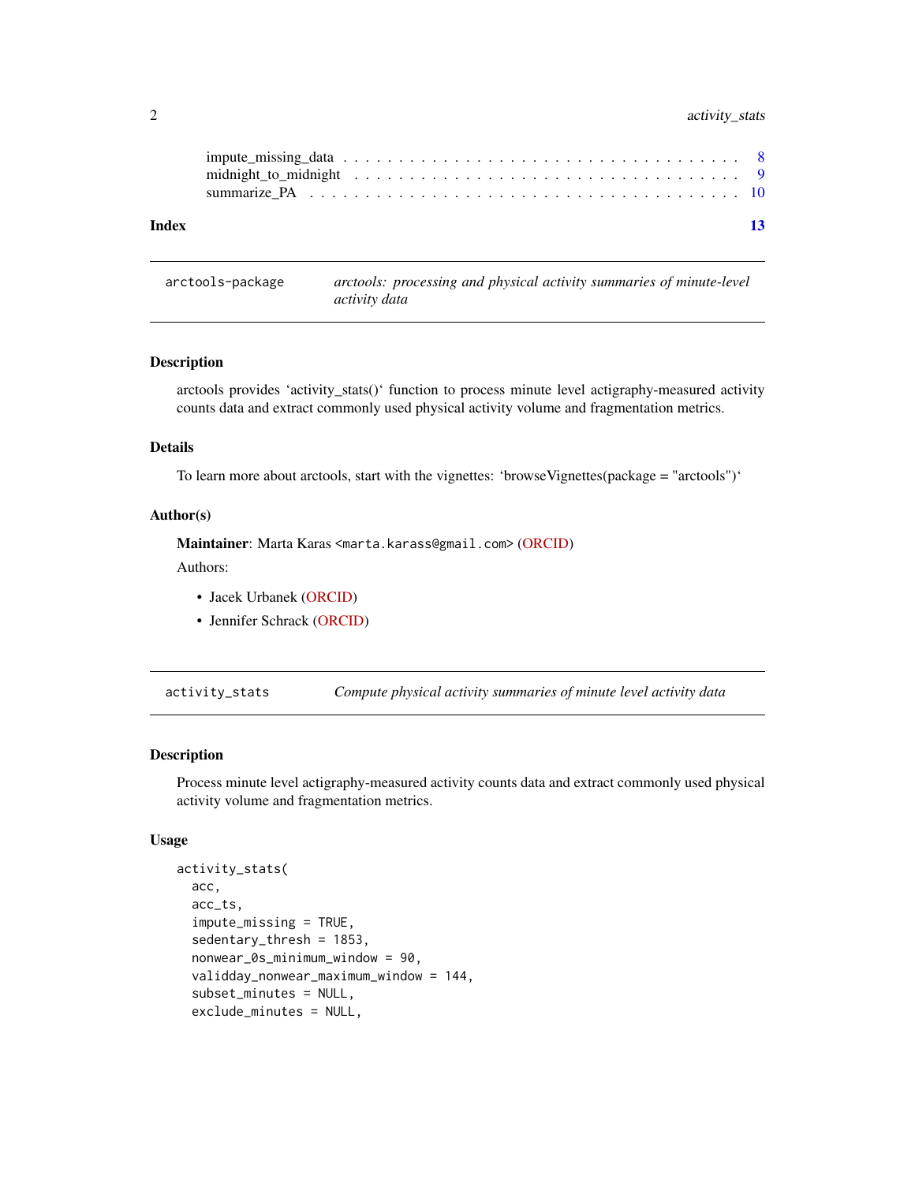impute_missing_data . . . . . . . . . . . . . . . . . . . . . . . . . . . . . . . . . . 8
midnight_to_midnight . . . . . . . . . . . . . . . . . . . . . . . . . . . . . . . . . 9
summarize_PA . . . . . . . . . . . . . . . . . . . . . . . . . . . . . . . . . . . . . 10

**Index** **13**

---

`arctools-package` *arctools: processing and physical activity summaries of minute-level activity data*

---

### Description

arctools provides 'activity_stats()' function to process minute level actigraphy-measured activity counts data and extract commonly used physical activity volume and fragmentation metrics.

### Details

To learn more about arctools, start with the vignettes: 'browseVignettes(package = "arctools")'

### Author(s)

**Maintainer**: Marta Karas <marta.karass@gmail.com> (ORCID)

Authors:

- Jacek Urbanek (ORCID)
- Jennifer Schrack (ORCID)

---

`activity_stats` *Compute physical activity summaries of minute level activity data*

---

### Description

Process minute level actigraphy-measured activity counts data and extract commonly used physical activity volume and fragmentation metrics.

### Usage

```
activity_stats(
  acc,
  acc_ts,
  impute_missing = TRUE,
  sedentary_thresh = 1853,
  nonwear_0s_minimum_window = 90,
  validday_nonwear_maximum_window = 144,
  subset_minutes = NULL,
  exclude_minutes = NULL,
```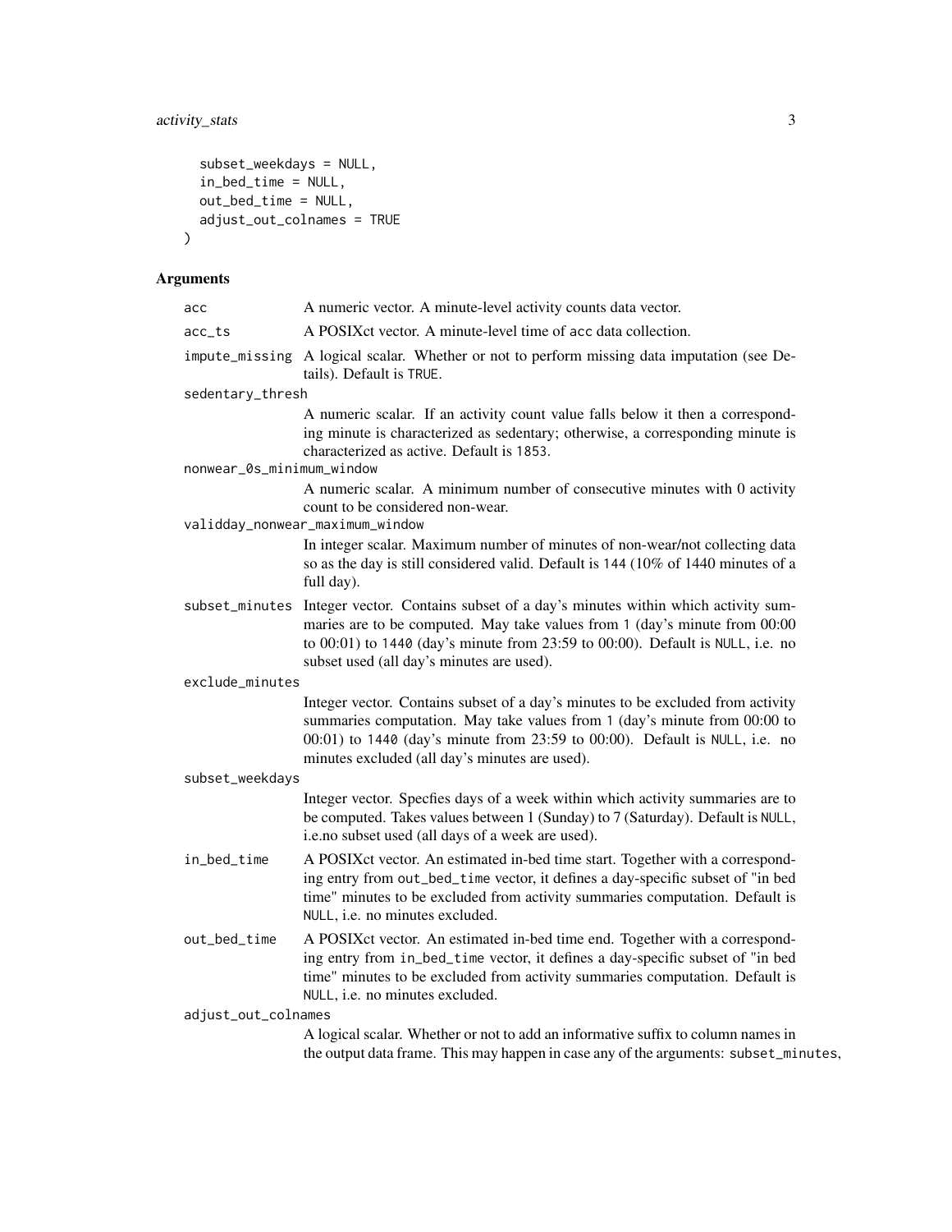```
  subset_weekdays = NULL,
  in_bed_time = NULL,
  out_bed_time = NULL,
  adjust_out_colnames = TRUE
)
```

## Arguments

| Argument | Description |
| --- | --- |
| `acc` | A numeric vector. A minute-level activity counts data vector. |
| `acc_ts` | A POSIXct vector. A minute-level time of acc data collection. |
| `impute_missing` | A logical scalar. Whether or not to perform missing data imputation (see Details). Default is `TRUE`. |
| `sedentary_thresh` | A numeric scalar. If an activity count value falls below it then a corresponding minute is characterized as sedentary; otherwise, a corresponding minute is characterized as active. Default is `1853`. |
| `nonwear_0s_minimum_window` | A numeric scalar. A minimum number of consecutive minutes with 0 activity count to be considered non-wear. |
| `validday_nonwear_maximum_window` | In integer scalar. Maximum number of minutes of non-wear/not collecting data so as the day is still considered valid. Default is `144` (10% of 1440 minutes of a full day). |
| `subset_minutes` | Integer vector. Contains subset of a day's minutes within which activity summaries are to be computed. May take values from `1` (day's minute from 00:00 to 00:01) to `1440` (day's minute from 23:59 to 00:00). Default is `NULL`, i.e. no subset used (all day's minutes are used). |
| `exclude_minutes` | Integer vector. Contains subset of a day's minutes to be excluded from activity summaries computation. May take values from `1` (day's minute from 00:00 to 00:01) to `1440` (day's minute from 23:59 to 00:00). Default is `NULL`, i.e. no minutes excluded (all day's minutes are used). |
| `subset_weekdays` | Integer vector. Specfies days of a week within which activity summaries are to be computed. Takes values between 1 (Sunday) to 7 (Saturday). Default is `NULL`, i.e.no subset used (all days of a week are used). |
| `in_bed_time` | A POSIXct vector. An estimated in-bed time start. Together with a corresponding entry from `out_bed_time` vector, it defines a day-specific subset of "in bed time" minutes to be excluded from activity summaries computation. Default is `NULL`, i.e. no minutes excluded. |
| `out_bed_time` | A POSIXct vector. An estimated in-bed time end. Together with a corresponding entry from `in_bed_time` vector, it defines a day-specific subset of "in bed time" minutes to be excluded from activity summaries computation. Default is `NULL`, i.e. no minutes excluded. |
| `adjust_out_colnames` | A logical scalar. Whether or not to add an informative suffix to column names in the output data frame. This may happen in case any of the arguments: `subset_minutes`, |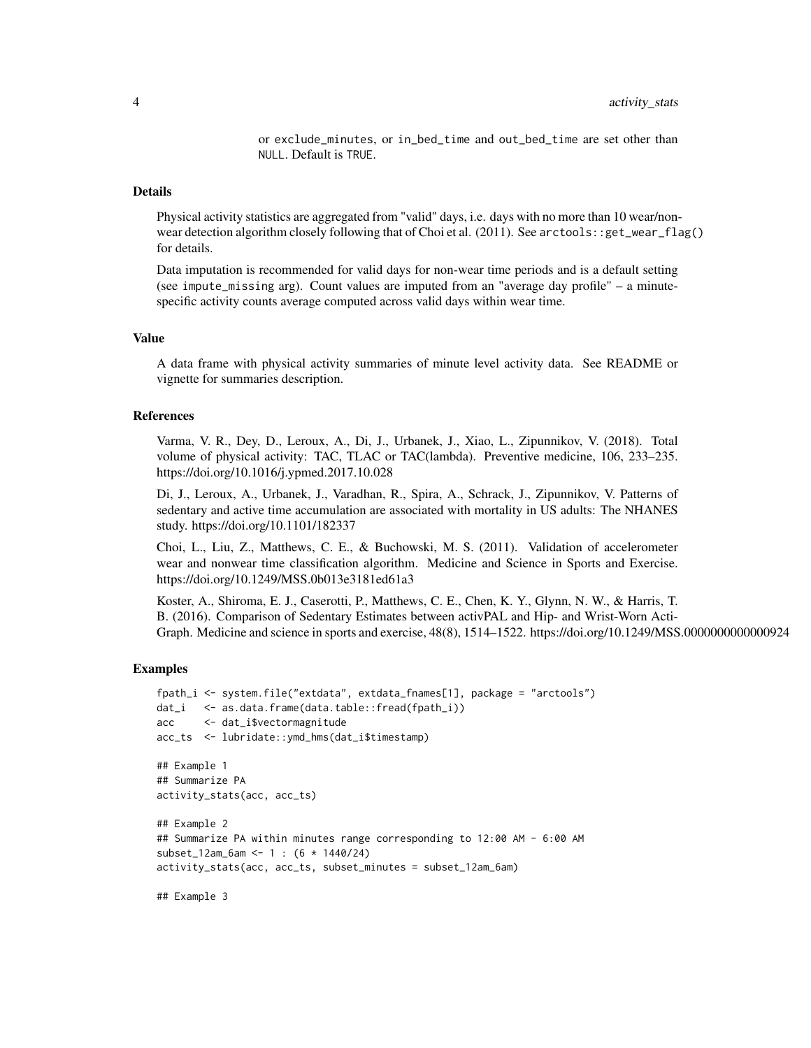or exclude_minutes, or in_bed_time and out_bed_time are set other than NULL. Default is TRUE.

## Details

Physical activity statistics are aggregated from "valid" days, i.e. days with no more than 10 wear/non-wear detection algorithm closely following that of Choi et al. (2011). See arctools::get_wear_flag() for details.

Data imputation is recommended for valid days for non-wear time periods and is a default setting (see impute_missing arg). Count values are imputed from an "average day profile" – a minute-specific activity counts average computed across valid days within wear time.

## Value

A data frame with physical activity summaries of minute level activity data. See README or vignette for summaries description.

## References

Varma, V. R., Dey, D., Leroux, A., Di, J., Urbanek, J., Xiao, L., Zipunnikov, V. (2018). Total volume of physical activity: TAC, TLAC or TAC(lambda). Preventive medicine, 106, 233–235. https://doi.org/10.1016/j.ypmed.2017.10.028

Di, J., Leroux, A., Urbanek, J., Varadhan, R., Spira, A., Schrack, J., Zipunnikov, V. Patterns of sedentary and active time accumulation are associated with mortality in US adults: The NHANES study. https://doi.org/10.1101/182337

Choi, L., Liu, Z., Matthews, C. E., & Buchowski, M. S. (2011). Validation of accelerometer wear and nonwear time classification algorithm. Medicine and Science in Sports and Exercise. https://doi.org/10.1249/MSS.0b013e3181ed61a3

Koster, A., Shiroma, E. J., Caserotti, P., Matthews, C. E., Chen, K. Y., Glynn, N. W., & Harris, T. B. (2016). Comparison of Sedentary Estimates between activPAL and Hip- and Wrist-Worn ActiGraph. Medicine and science in sports and exercise, 48(8), 1514–1522. https://doi.org/10.1249/MSS.0000000000000924

## Examples

```
fpath_i <- system.file("extdata", extdata_fnames[1], package = "arctools")
dat_i   <- as.data.frame(data.table::fread(fpath_i))
acc     <- dat_i$vectormagnitude
acc_ts  <- lubridate::ymd_hms(dat_i$timestamp)

## Example 1
## Summarize PA
activity_stats(acc, acc_ts)

## Example 2
## Summarize PA within minutes range corresponding to 12:00 AM - 6:00 AM
subset_12am_6am <- 1 : (6 * 1440/24)
activity_stats(acc, acc_ts, subset_minutes = subset_12am_6am)

## Example 3
```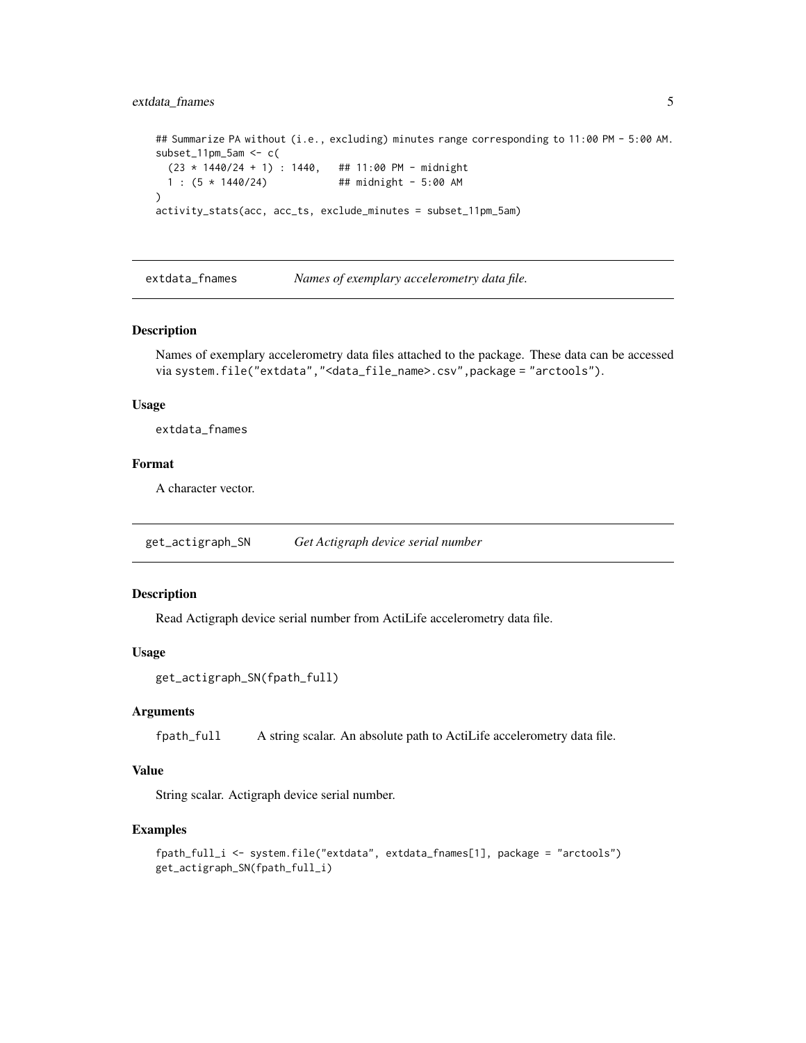```
## Summarize PA without (i.e., excluding) minutes range corresponding to 11:00 PM - 5:00 AM.
subset_11pm_5am <- c(
  (23 * 1440/24 + 1) : 1440,   ## 11:00 PM - midnight
  1 : (5 * 1440/24)            ## midnight - 5:00 AM
)
activity_stats(acc, acc_ts, exclude_minutes = subset_11pm_5am)
```

## extdata_fnames — *Names of exemplary accelerometry data file.*

### Description

Names of exemplary accelerometry data files attached to the package. These data can be accessed via `system.file("extdata","<data_file_name>.csv",package = "arctools")`.

### Usage

```
extdata_fnames
```

### Format

A character vector.

## get_actigraph_SN — *Get Actigraph device serial number*

### Description

Read Actigraph device serial number from ActiLife accelerometry data file.

### Usage

```
get_actigraph_SN(fpath_full)
```

### Arguments

| | |
|---|---|
| `fpath_full` | A string scalar. An absolute path to ActiLife accelerometry data file. |

### Value

String scalar. Actigraph device serial number.

### Examples

```
fpath_full_i <- system.file("extdata", extdata_fnames[1], package = "arctools")
get_actigraph_SN(fpath_full_i)
```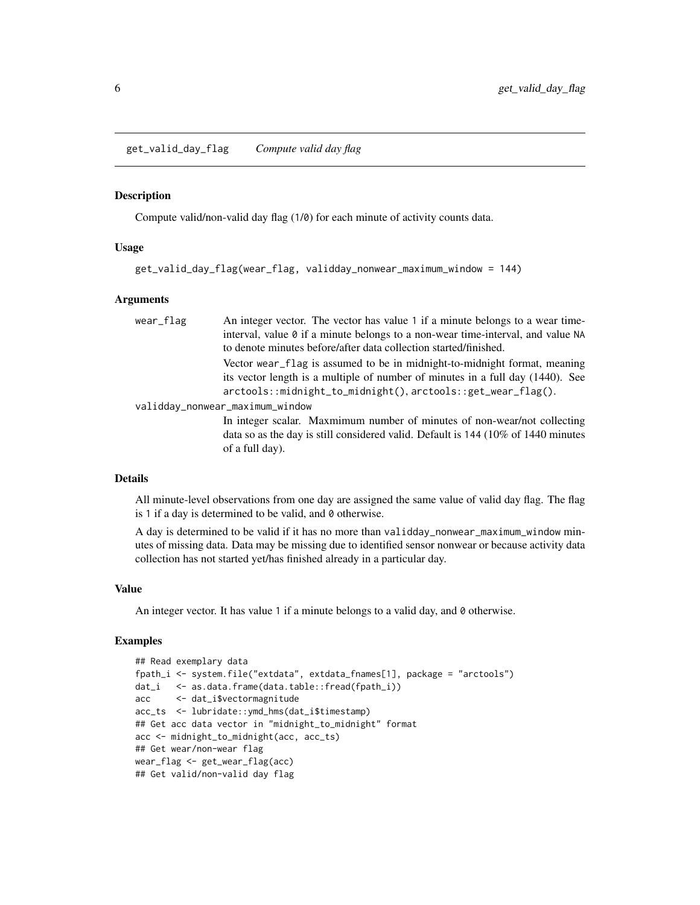## get_valid_day_flag — *Compute valid day flag*

### Description

Compute valid/non-valid day flag (1/0) for each minute of activity counts data.

### Usage

```
get_valid_day_flag(wear_flag, validday_nonwear_maximum_window = 144)
```

### Arguments

- `wear_flag` — An integer vector. The vector has value 1 if a minute belongs to a wear time-interval, value 0 if a minute belongs to a non-wear time-interval, and value NA to denote minutes before/after data collection started/finished.

  Vector wear_flag is assumed to be in midnight-to-midnight format, meaning its vector length is a multiple of number of minutes in a full day (1440). See `arctools::midnight_to_midnight()`, `arctools::get_wear_flag()`.

- `validday_nonwear_maximum_window` — In integer scalar. Maxmimum number of minutes of non-wear/not collecting data so as the day is still considered valid. Default is 144 (10% of 1440 minutes of a full day).

### Details

All minute-level observations from one day are assigned the same value of valid day flag. The flag is 1 if a day is determined to be valid, and 0 otherwise.

A day is determined to be valid if it has no more than validday_nonwear_maximum_window minutes of missing data. Data may be missing due to identified sensor nonwear or because activity data collection has not started yet/has finished already in a particular day.

### Value

An integer vector. It has value 1 if a minute belongs to a valid day, and 0 otherwise.

### Examples

```
## Read exemplary data
fpath_i <- system.file("extdata", extdata_fnames[1], package = "arctools")
dat_i   <- as.data.frame(data.table::fread(fpath_i))
acc     <- dat_i$vectormagnitude
acc_ts  <- lubridate::ymd_hms(dat_i$timestamp)
## Get acc data vector in "midnight_to_midnight" format
acc <- midnight_to_midnight(acc, acc_ts)
## Get wear/non-wear flag
wear_flag <- get_wear_flag(acc)
## Get valid/non-valid day flag
```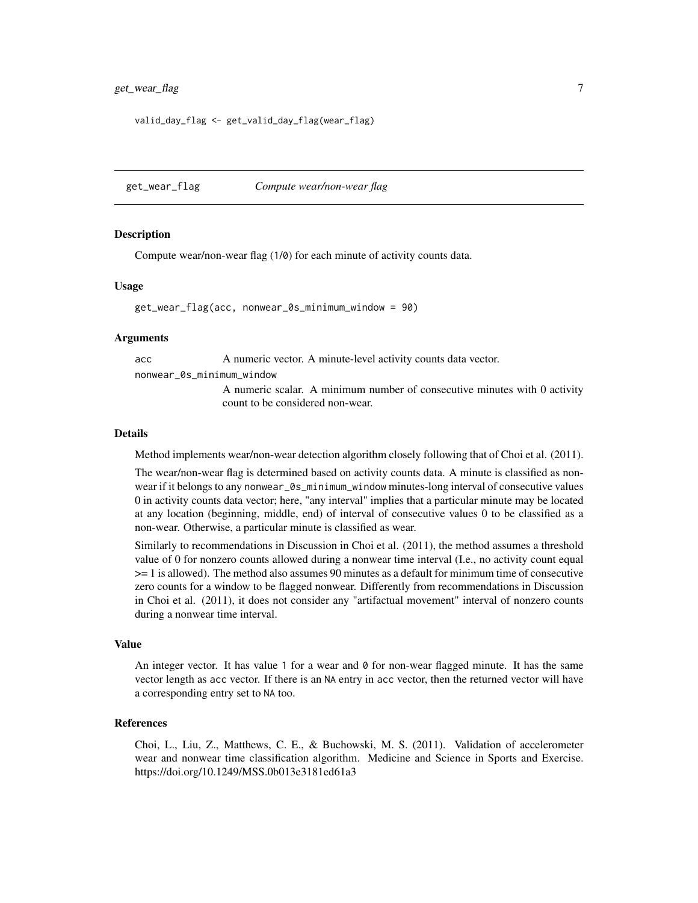```
valid_day_flag <- get_valid_day_flag(wear_flag)
```

## get_wear_flag — *Compute wear/non-wear flag*

### Description

Compute wear/non-wear flag (1/0) for each minute of activity counts data.

### Usage

```
get_wear_flag(acc, nonwear_0s_minimum_window = 90)
```

### Arguments

| | |
|---|---|
| acc | A numeric vector. A minute-level activity counts data vector. |
| nonwear_0s_minimum_window | A numeric scalar. A minimum number of consecutive minutes with 0 activity count to be considered non-wear. |

### Details

Method implements wear/non-wear detection algorithm closely following that of Choi et al. (2011).

The wear/non-wear flag is determined based on activity counts data. A minute is classified as non-wear if it belongs to any `nonwear_0s_minimum_window` minutes-long interval of consecutive values 0 in activity counts data vector; here, "any interval" implies that a particular minute may be located at any location (beginning, middle, end) of interval of consecutive values 0 to be classified as a non-wear. Otherwise, a particular minute is classified as wear.

Similarly to recommendations in Discussion in Choi et al. (2011), the method assumes a threshold value of 0 for nonzero counts allowed during a nonwear time interval (I.e., no activity count equal >= 1 is allowed). The method also assumes 90 minutes as a default for minimum time of consecutive zero counts for a window to be flagged nonwear. Differently from recommendations in Discussion in Choi et al. (2011), it does not consider any "artifactual movement" interval of nonzero counts during a nonwear time interval.

### Value

An integer vector. It has value `1` for a wear and `0` for non-wear flagged minute. It has the same vector length as `acc` vector. If there is an `NA` entry in `acc` vector, then the returned vector will have a corresponding entry set to `NA` too.

### References

Choi, L., Liu, Z., Matthews, C. E., & Buchowski, M. S. (2011). Validation of accelerometer wear and nonwear time classification algorithm. Medicine and Science in Sports and Exercise. https://doi.org/10.1249/MSS.0b013e3181ed61a3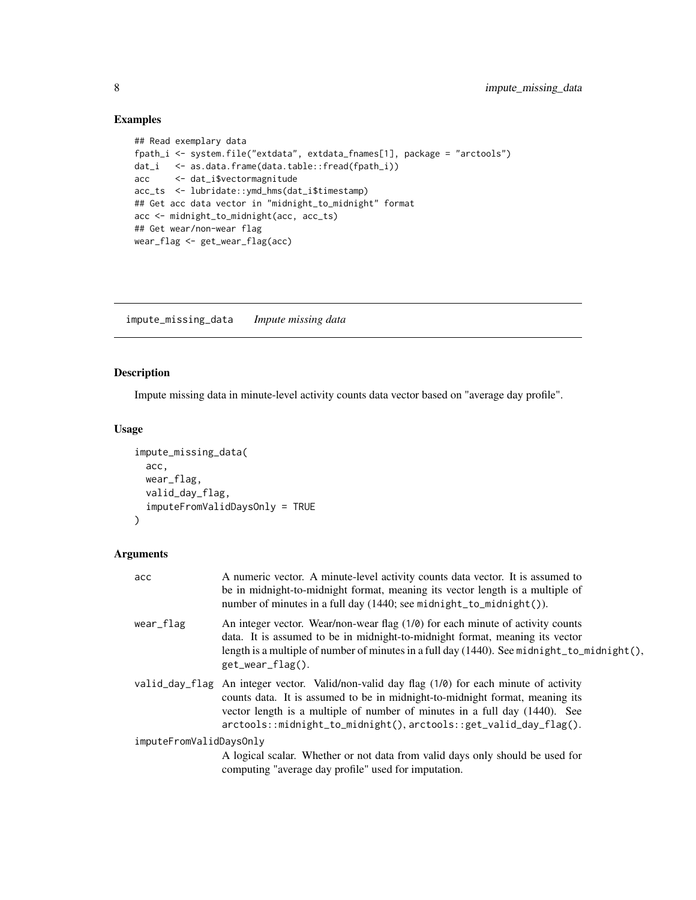## Examples

```
## Read exemplary data
fpath_i <- system.file("extdata", extdata_fnames[1], package = "arctools")
dat_i   <- as.data.frame(data.table::fread(fpath_i))
acc     <- dat_i$vectormagnitude
acc_ts  <- lubridate::ymd_hms(dat_i$timestamp)
## Get acc data vector in "midnight_to_midnight" format
acc <- midnight_to_midnight(acc, acc_ts)
## Get wear/non-wear flag
wear_flag <- get_wear_flag(acc)
```

---

# impute_missing_data *Impute missing data*

---

## Description

Impute missing data in minute-level activity counts data vector based on "average day profile".

## Usage

```
impute_missing_data(
  acc,
  wear_flag,
  valid_day_flag,
  imputeFromValidDaysOnly = TRUE
)
```

## Arguments

| | |
|---|---|
| acc | A numeric vector. A minute-level activity counts data vector. It is assumed to be in midnight-to-midnight format, meaning its vector length is a multiple of number of minutes in a full day (1440; see midnight_to_midnight()). |
| wear_flag | An integer vector. Wear/non-wear flag (1/0) for each minute of activity counts data. It is assumed to be in midnight-to-midnight format, meaning its vector length is a multiple of number of minutes in a full day (1440). See midnight_to_midnight(), get_wear_flag(). |
| valid_day_flag | An integer vector. Valid/non-valid day flag (1/0) for each minute of activity counts data. It is assumed to be in midnight-to-midnight format, meaning its vector length is a multiple of number of minutes in a full day (1440). See arctools::midnight_to_midnight(), arctools::get_valid_day_flag(). |
| imputeFromValidDaysOnly | A logical scalar. Whether or not data from valid days only should be used for computing "average day profile" used for imputation. |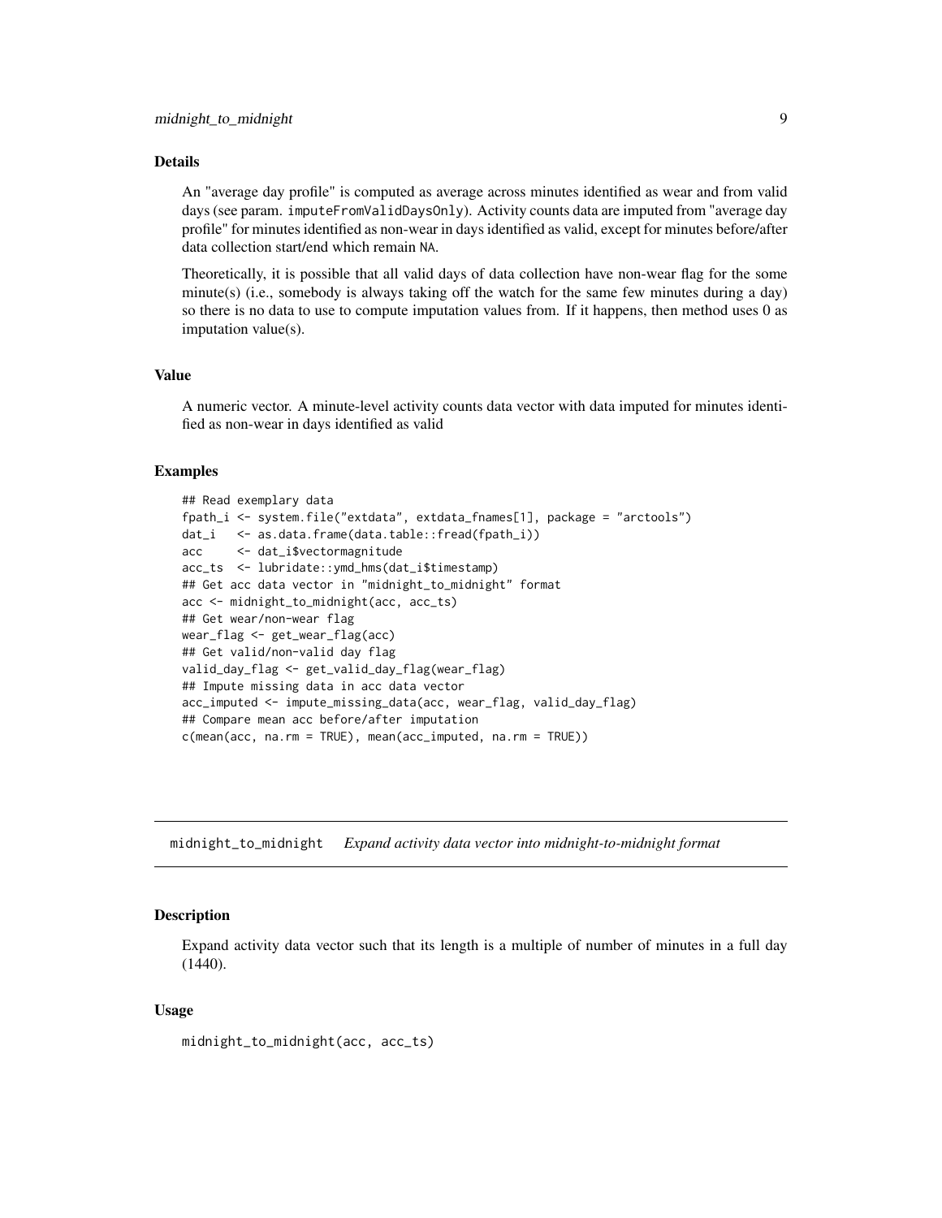### Details

An "average day profile" is computed as average across minutes identified as wear and from valid days (see param. `imputeFromValidDaysOnly`). Activity counts data are imputed from "average day profile" for minutes identified as non-wear in days identified as valid, except for minutes before/after data collection start/end which remain `NA`.

Theoretically, it is possible that all valid days of data collection have non-wear flag for the some minute(s) (i.e., somebody is always taking off the watch for the same few minutes during a day) so there is no data to use to compute imputation values from. If it happens, then method uses 0 as imputation value(s).

### Value

A numeric vector. A minute-level activity counts data vector with data imputed for minutes identified as non-wear in days identified as valid

### Examples

```
## Read exemplary data
fpath_i <- system.file("extdata", extdata_fnames[1], package = "arctools")
dat_i   <- as.data.frame(data.table::fread(fpath_i))
acc     <- dat_i$vectormagnitude
acc_ts  <- lubridate::ymd_hms(dat_i$timestamp)
## Get acc data vector in "midnight_to_midnight" format
acc <- midnight_to_midnight(acc, acc_ts)
## Get wear/non-wear flag
wear_flag <- get_wear_flag(acc)
## Get valid/non-valid day flag
valid_day_flag <- get_valid_day_flag(wear_flag)
## Impute missing data in acc data vector
acc_imputed <- impute_missing_data(acc, wear_flag, valid_day_flag)
## Compare mean acc before/after imputation
c(mean(acc, na.rm = TRUE), mean(acc_imputed, na.rm = TRUE))
```

---

## `midnight_to_midnight` *Expand activity data vector into midnight-to-midnight format*

### Description

Expand activity data vector such that its length is a multiple of number of minutes in a full day (1440).

### Usage

```
midnight_to_midnight(acc, acc_ts)
```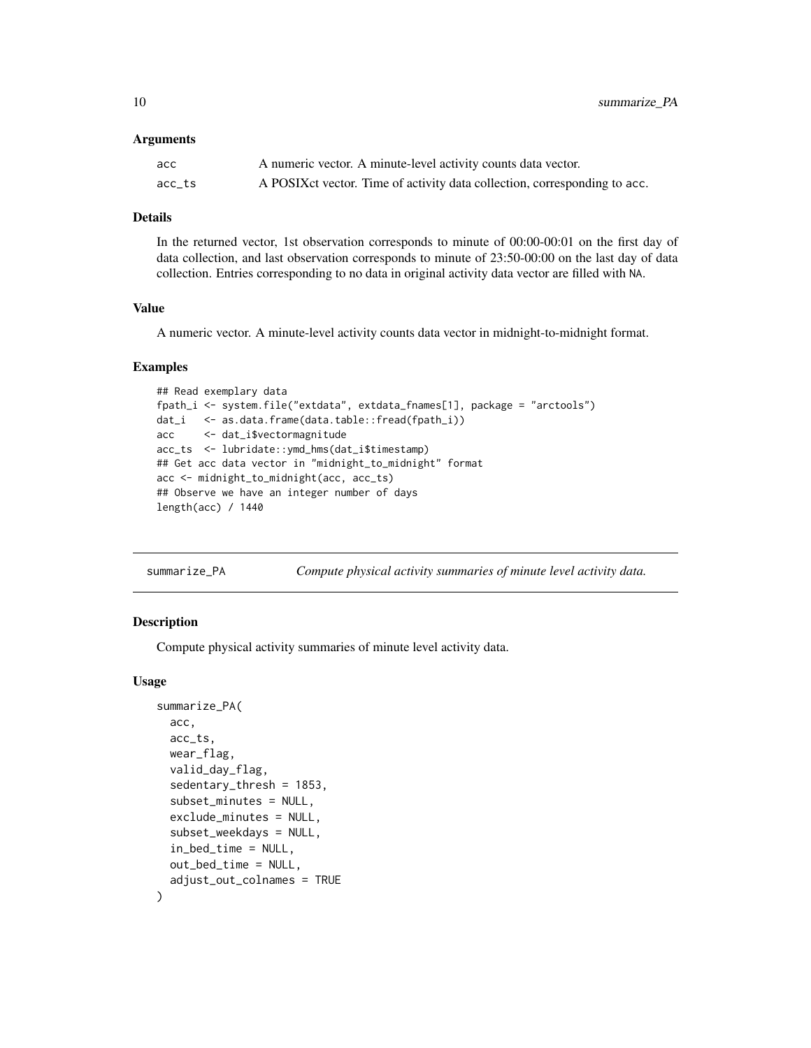### Arguments

| | |
|---|---|
| acc | A numeric vector. A minute-level activity counts data vector. |
| acc_ts | A POSIXct vector. Time of activity data collection, corresponding to acc. |

### Details

In the returned vector, 1st observation corresponds to minute of 00:00-00:01 on the first day of data collection, and last observation corresponds to minute of 23:50-00:00 on the last day of data collection. Entries corresponding to no data in original activity data vector are filled with NA.

### Value

A numeric vector. A minute-level activity counts data vector in midnight-to-midnight format.

### Examples

```
## Read exemplary data
fpath_i <- system.file("extdata", extdata_fnames[1], package = "arctools")
dat_i   <- as.data.frame(data.table::fread(fpath_i))
acc     <- dat_i$vectormagnitude
acc_ts  <- lubridate::ymd_hms(dat_i$timestamp)
## Get acc data vector in "midnight_to_midnight" format
acc <- midnight_to_midnight(acc, acc_ts)
## Observe we have an integer number of days
length(acc) / 1440
```

---

## summarize_PA — *Compute physical activity summaries of minute level activity data.*

---

### Description

Compute physical activity summaries of minute level activity data.

### Usage

```
summarize_PA(
  acc,
  acc_ts,
  wear_flag,
  valid_day_flag,
  sedentary_thresh = 1853,
  subset_minutes = NULL,
  exclude_minutes = NULL,
  subset_weekdays = NULL,
  in_bed_time = NULL,
  out_bed_time = NULL,
  adjust_out_colnames = TRUE
)
```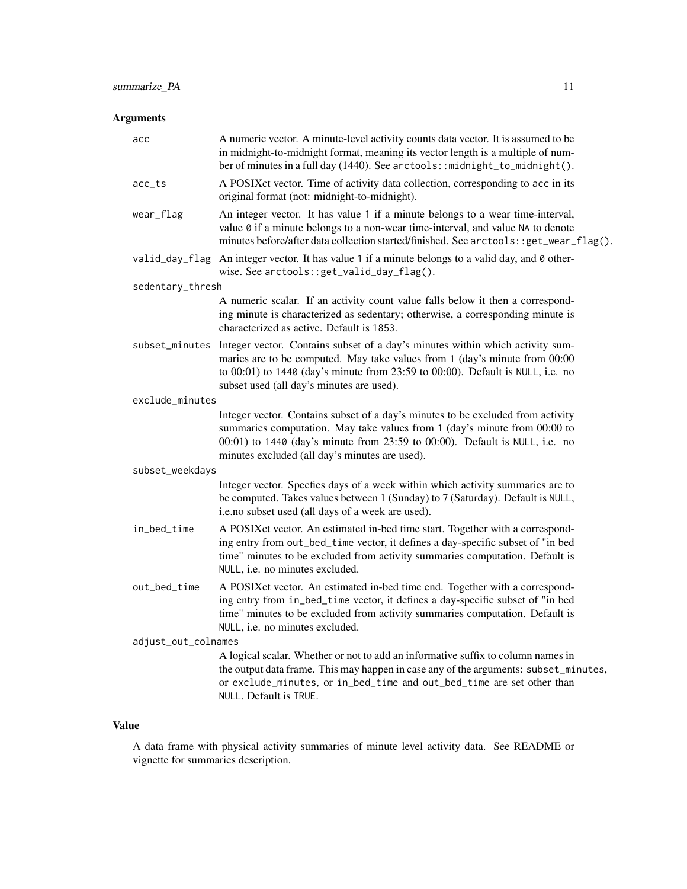## Arguments

`acc`
: A numeric vector. A minute-level activity counts data vector. It is assumed to be in midnight-to-midnight format, meaning its vector length is a multiple of number of minutes in a full day (1440). See `arctools::midnight_to_midnight()`.

`acc_ts`
: A POSIXct vector. Time of activity data collection, corresponding to `acc` in its original format (not: midnight-to-midnight).

`wear_flag`
: An integer vector. It has value `1` if a minute belongs to a wear time-interval, value `0` if a minute belongs to a non-wear time-interval, and value `NA` to denote minutes before/after data collection started/finished. See `arctools::get_wear_flag()`.

`valid_day_flag`
: An integer vector. It has value `1` if a minute belongs to a valid day, and `0` otherwise. See `arctools::get_valid_day_flag()`.

`sedentary_thresh`
: A numeric scalar. If an activity count value falls below it then a corresponding minute is characterized as sedentary; otherwise, a corresponding minute is characterized as active. Default is `1853`.

`subset_minutes`
: Integer vector. Contains subset of a day's minutes within which activity summaries are to be computed. May take values from `1` (day's minute from 00:00 to 00:01) to `1440` (day's minute from 23:59 to 00:00). Default is `NULL`, i.e. no subset used (all day's minutes are used).

`exclude_minutes`
: Integer vector. Contains subset of a day's minutes to be excluded from activity summaries computation. May take values from `1` (day's minute from 00:00 to 00:01) to `1440` (day's minute from 23:59 to 00:00). Default is `NULL`, i.e. no minutes excluded (all day's minutes are used).

`subset_weekdays`
: Integer vector. Specfies days of a week within which activity summaries are to be computed. Takes values between 1 (Sunday) to 7 (Saturday). Default is `NULL`, i.e.no subset used (all days of a week are used).

`in_bed_time`
: A POSIXct vector. An estimated in-bed time start. Together with a corresponding entry from `out_bed_time` vector, it defines a day-specific subset of "in bed time" minutes to be excluded from activity summaries computation. Default is `NULL`, i.e. no minutes excluded.

`out_bed_time`
: A POSIXct vector. An estimated in-bed time end. Together with a corresponding entry from `in_bed_time` vector, it defines a day-specific subset of "in bed time" minutes to be excluded from activity summaries computation. Default is `NULL`, i.e. no minutes excluded.

`adjust_out_colnames`
: A logical scalar. Whether or not to add an informative suffix to column names in the output data frame. This may happen in case any of the arguments: `subset_minutes`, or `exclude_minutes`, or `in_bed_time` and `out_bed_time` are set other than `NULL`. Default is `TRUE`.

## Value

A data frame with physical activity summaries of minute level activity data. See README or vignette for summaries description.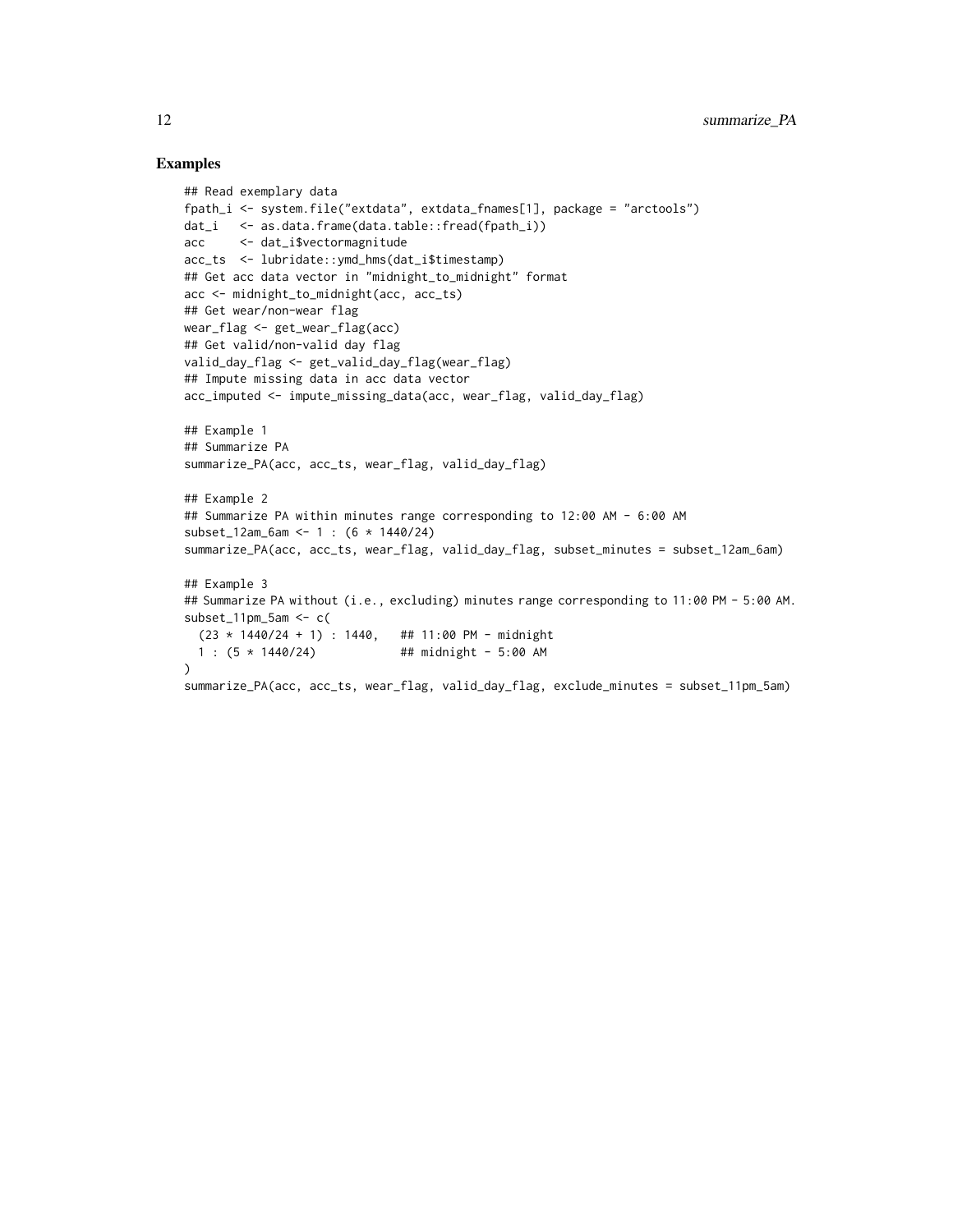## Examples

```
## Read exemplary data
fpath_i <- system.file("extdata", extdata_fnames[1], package = "arctools")
dat_i   <- as.data.frame(data.table::fread(fpath_i))
acc     <- dat_i$vectormagnitude
acc_ts  <- lubridate::ymd_hms(dat_i$timestamp)
## Get acc data vector in "midnight_to_midnight" format
acc <- midnight_to_midnight(acc, acc_ts)
## Get wear/non-wear flag
wear_flag <- get_wear_flag(acc)
## Get valid/non-valid day flag
valid_day_flag <- get_valid_day_flag(wear_flag)
## Impute missing data in acc data vector
acc_imputed <- impute_missing_data(acc, wear_flag, valid_day_flag)

## Example 1
## Summarize PA
summarize_PA(acc, acc_ts, wear_flag, valid_day_flag)

## Example 2
## Summarize PA within minutes range corresponding to 12:00 AM - 6:00 AM
subset_12am_6am <- 1 : (6 * 1440/24)
summarize_PA(acc, acc_ts, wear_flag, valid_day_flag, subset_minutes = subset_12am_6am)

## Example 3
## Summarize PA without (i.e., excluding) minutes range corresponding to 11:00 PM - 5:00 AM.
subset_11pm_5am <- c(
  (23 * 1440/24 + 1) : 1440,   ## 11:00 PM - midnight
  1 : (5 * 1440/24)            ## midnight - 5:00 AM
)
summarize_PA(acc, acc_ts, wear_flag, valid_day_flag, exclude_minutes = subset_11pm_5am)
```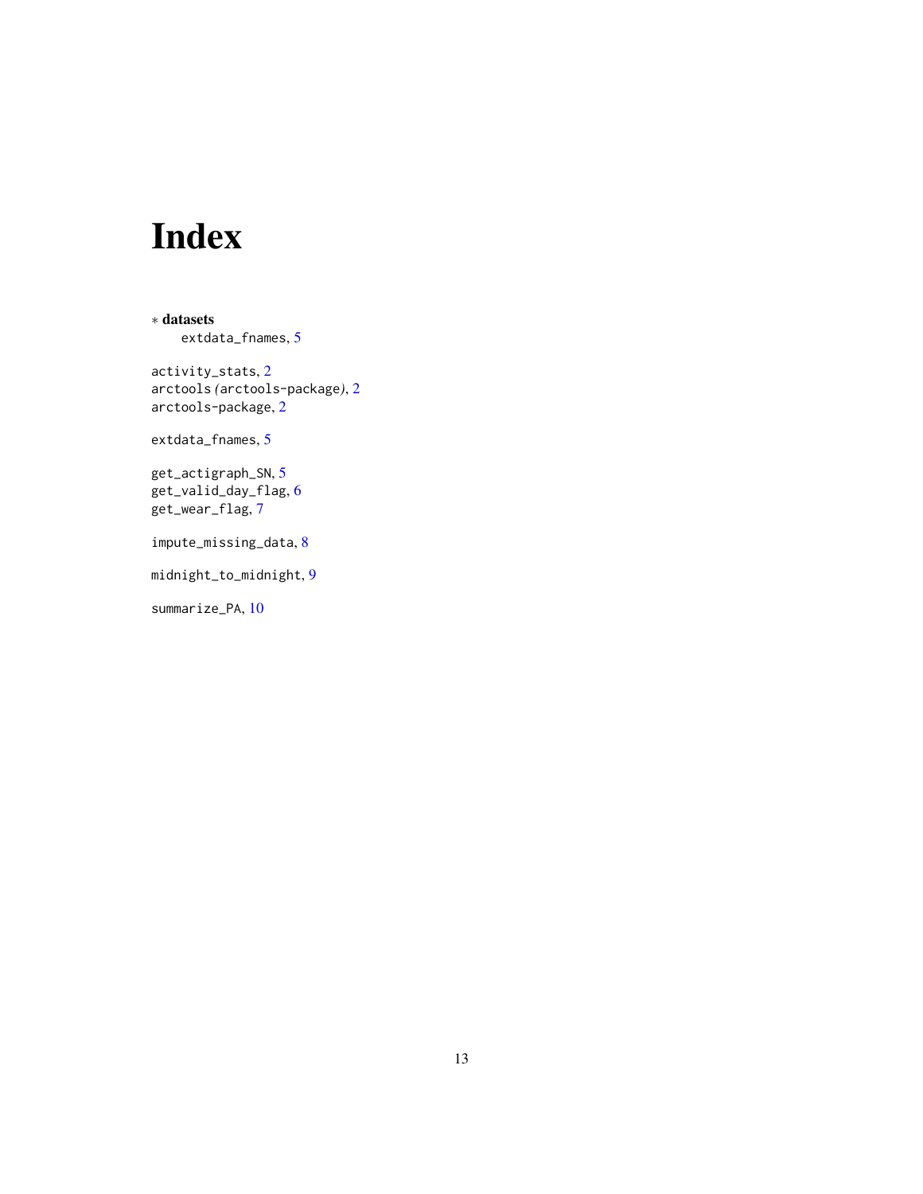# Index

∗ **datasets**
    extdata_fnames, 5

activity_stats, 2
arctools (arctools-package), 2
arctools-package, 2

extdata_fnames, 5

get_actigraph_SN, 5
get_valid_day_flag, 6
get_wear_flag, 7

impute_missing_data, 8

midnight_to_midnight, 9

summarize_PA, 10